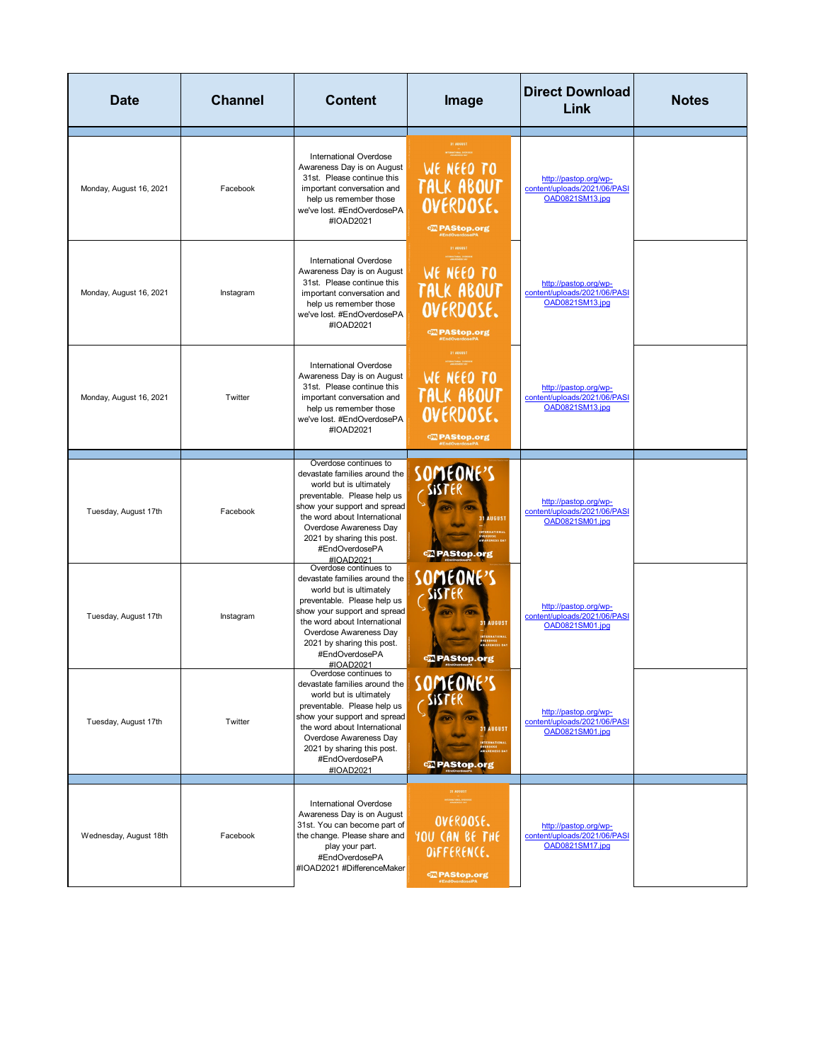| Date | Channel | Content | Image | Direct Download Link | Notes |
|---|---|---|---|---|---|
| Monday, August 16, 2021 | Facebook | International Overdose Awareness Day is on August 31st. Please continue this important conversation and help us remember those we've lost. #EndOverdosePA #IOAD2021 | | http://pastop.org/wp-content/uploads/2021/06/PASIOAD0821SM13.jpg | |
| Monday, August 16, 2021 | Instagram | International Overdose Awareness Day is on August 31st. Please continue this important conversation and help us remember those we've lost. #EndOverdosePA #IOAD2021 | | http://pastop.org/wp-content/uploads/2021/06/PASIOAD0821SM13.jpg | |
| Monday, August 16, 2021 | Twitter | International Overdose Awareness Day is on August 31st. Please continue this important conversation and help us remember those we've lost. #EndOverdosePA #IOAD2021 | | http://pastop.org/wp-content/uploads/2021/06/PASIOAD0821SM13.jpg | |
| Tuesday, August 17th | Facebook | Overdose continues to devastate families around the world but is ultimately preventable. Please help us show your support and spread the word about International Overdose Awareness Day 2021 by sharing this post. #EndOverdosePA #IOAD2021 | | http://pastop.org/wp-content/uploads/2021/06/PASIOAD0821SM01.jpg | |
| Tuesday, August 17th | Instagram | Overdose continues to devastate families around the world but is ultimately preventable. Please help us show your support and spread the word about International Overdose Awareness Day 2021 by sharing this post. #EndOverdosePA #IOAD2021 | | http://pastop.org/wp-content/uploads/2021/06/PASIOAD0821SM01.jpg | |
| Tuesday, August 17th | Twitter | Overdose continues to devastate families around the world but is ultimately preventable. Please help us show your support and spread the word about International Overdose Awareness Day 2021 by sharing this post. #EndOverdosePA #IOAD2021 | | http://pastop.org/wp-content/uploads/2021/06/PASIOAD0821SM01.jpg | |
| Wednesday, August 18th | Facebook | International Overdose Awareness Day is on August 31st. You can become part of the change. Please share and play your part. #EndOverdosePA #IOAD2021 #DifferenceMaker | | http://pastop.org/wp-content/uploads/2021/06/PASIOAD0821SM17.jpg | |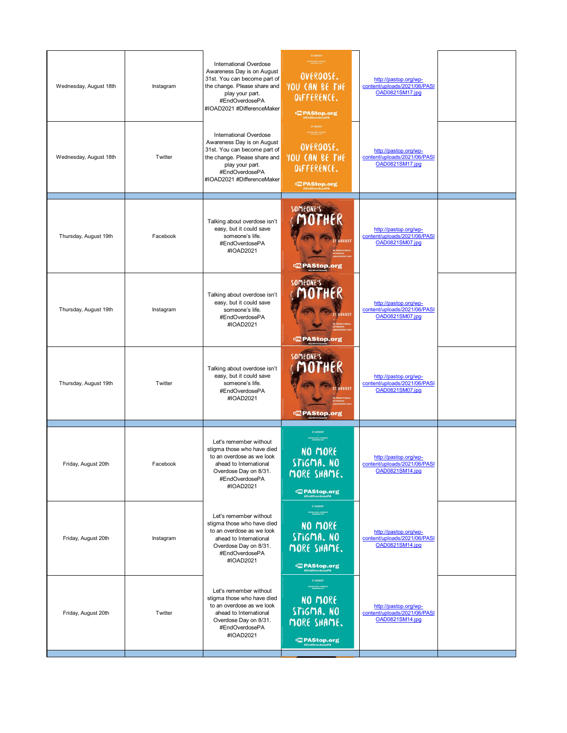| | | | | | |
|---|---|---|---|---|---|
| Wednesday, August 18th | Instagram | International Overdose Awareness Day is on August 31st. You can become part of the change. Please share and play your part. #EndOverdosePA #IOAD2021 #DifferenceMaker | | http://pastop.org/wp-content/uploads/2021/06/PASIOAD0821SM17.jpg | |
| Wednesday, August 18th | Twitter | International Overdose Awareness Day is on August 31st. You can become part of the change. Please share and play your part. #EndOverdosePA #IOAD2021 #DifferenceMaker | | http://pastop.org/wp-content/uploads/2021/06/PASIOAD0821SM17.jpg | |
| | | | | | |
| Thursday, August 19th | Facebook | Talking about overdose isn't easy, but it could save someone's life. #EndOverdosePA #IOAD2021 | | http://pastop.org/wp-content/uploads/2021/06/PASIOAD0821SM07.jpg | |
| Thursday, August 19th | Instagram | Talking about overdose isn't easy, but it could save someone's life. #EndOverdosePA #IOAD2021 | | http://pastop.org/wp-content/uploads/2021/06/PASIOAD0821SM07.jpg | |
| Thursday, August 19th | Twitter | Talking about overdose isn't easy, but it could save someone's life. #EndOverdosePA #IOAD2021 | | http://pastop.org/wp-content/uploads/2021/06/PASIOAD0821SM07.jpg | |
| | | | | | |
| Friday, August 20th | Facebook | Let's remember without stigma those who have died to an overdose as we look ahead to International Overdose Day on 8/31. #EndOverdosePA #IOAD2021 | | http://pastop.org/wp-content/uploads/2021/06/PASIOAD0821SM14.jpg | |
| Friday, August 20th | Instagram | Let's remember without stigma those who have died to an overdose as we look ahead to International Overdose Day on 8/31. #EndOverdosePA #IOAD2021 | | http://pastop.org/wp-content/uploads/2021/06/PASIOAD0821SM14.jpg | |
| Friday, August 20th | Twitter | Let's remember without stigma those who have died to an overdose as we look ahead to International Overdose Day on 8/31. #EndOverdosePA #IOAD2021 | | http://pastop.org/wp-content/uploads/2021/06/PASIOAD0821SM14.jpg | |
| | | | | | |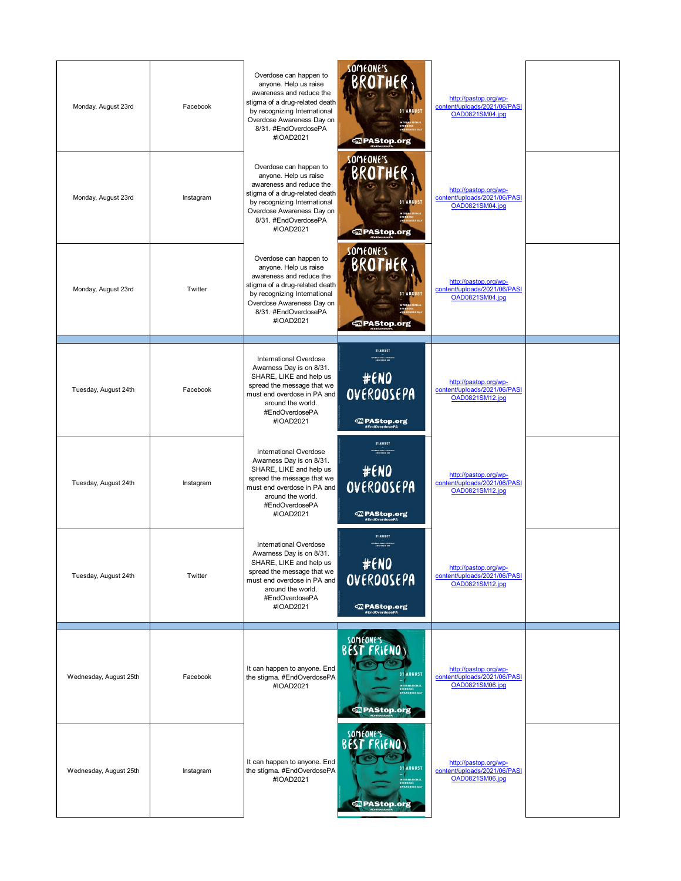| | | | | | |
|---|---|---|---|---|---|
| Monday, August 23rd | Facebook | Overdose can happen to anyone. Help us raise awareness and reduce the stigma of a drug-related death by recognizing International Overdose Awareness Day on 8/31. #EndOverdosePA #IOAD2021 | | http://pastop.org/wp-content/uploads/2021/06/PASIOAD0821SM04.jpg | |
| Monday, August 23rd | Instagram | Overdose can happen to anyone. Help us raise awareness and reduce the stigma of a drug-related death by recognizing International Overdose Awareness Day on 8/31. #EndOverdosePA #IOAD2021 | | http://pastop.org/wp-content/uploads/2021/06/PASIOAD0821SM04.jpg | |
| Monday, August 23rd | Twitter | Overdose can happen to anyone. Help us raise awareness and reduce the stigma of a drug-related death by recognizing International Overdose Awareness Day on 8/31. #EndOverdosePA #IOAD2021 | | http://pastop.org/wp-content/uploads/2021/06/PASIOAD0821SM04.jpg | |
| | | | | | |
| Tuesday, August 24th | Facebook | International Overdose Awarness Day is on 8/31. SHARE, LIKE and help us spread the message that we must end overdose in PA and around the world. #EndOverdosePA #IOAD2021 | | http://pastop.org/wp-content/uploads/2021/06/PASIOAD0821SM12.jpg | |
| Tuesday, August 24th | Instagram | International Overdose Awarness Day is on 8/31. SHARE, LIKE and help us spread the message that we must end overdose in PA and around the world. #EndOverdosePA #IOAD2021 | | http://pastop.org/wp-content/uploads/2021/06/PASIOAD0821SM12.jpg | |
| Tuesday, August 24th | Twitter | International Overdose Awarness Day is on 8/31. SHARE, LIKE and help us spread the message that we must end overdose in PA and around the world. #EndOverdosePA #IOAD2021 | | http://pastop.org/wp-content/uploads/2021/06/PASIOAD0821SM12.jpg | |
| | | | | | |
| Wednesday, August 25th | Facebook | It can happen to anyone. End the stigma. #EndOverdosePA #IOAD2021 | | http://pastop.org/wp-content/uploads/2021/06/PASIOAD0821SM06.jpg | |
| Wednesday, August 25th | Instagram | It can happen to anyone. End the stigma. #EndOverdosePA #IOAD2021 | | http://pastop.org/wp-content/uploads/2021/06/PASIOAD0821SM06.jpg | |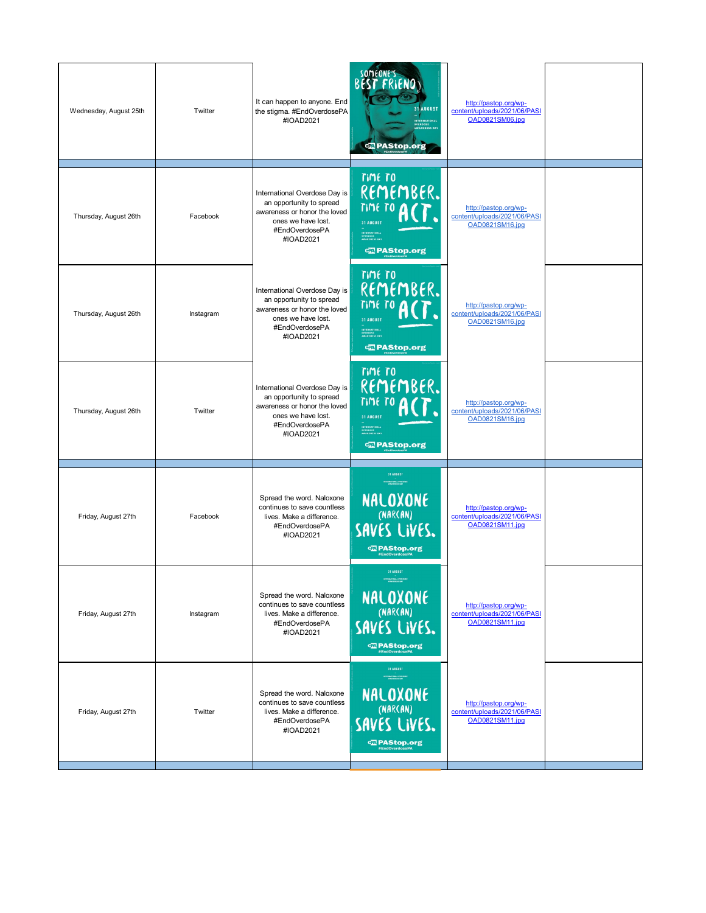| Wednesday, August 25th | Twitter | It can happen to anyone. End the stigma. #EndOverdosePA #IOAD2021 | SOMEONE'S BEST FRIEND. 31 AUGUST INTERNATIONAL OVERDOSE AWARENESS DAY PAStop.org #EndOverdosePA | http://pastop.org/wp-content/uploads/2021/06/PASIOAD0821SM06.jpg | |
|---|---|---|---|---|---|
| | | | | | |
| Thursday, August 26th | Facebook | International Overdose Day is an opportunity to spread awareness or honor the loved ones we have lost. #EndOverdosePA #IOAD2021 | TIME TO REMEMBER. TIME TO ACT. 31 AUGUST INTERNATIONAL OVERDOSE AWARENESS DAY PAStop.org #EndOverdosePA | http://pastop.org/wp-content/uploads/2021/06/PASIOAD0821SM16.jpg | |
| Thursday, August 26th | Instagram | International Overdose Day is an opportunity to spread awareness or honor the loved ones we have lost. #EndOverdosePA #IOAD2021 | TIME TO REMEMBER. TIME TO ACT. 31 AUGUST INTERNATIONAL OVERDOSE AWARENESS DAY PAStop.org #EndOverdosePA | http://pastop.org/wp-content/uploads/2021/06/PASIOAD0821SM16.jpg | |
| Thursday, August 26th | Twitter | International Overdose Day is an opportunity to spread awareness or honor the loved ones we have lost. #EndOverdosePA #IOAD2021 | TIME TO REMEMBER. TIME TO ACT. 31 AUGUST INTERNATIONAL OVERDOSE AWARENESS DAY PAStop.org #EndOverdosePA | http://pastop.org/wp-content/uploads/2021/06/PASIOAD0821SM16.jpg | |
| | | | | | |
| Friday, August 27th | Facebook | Spread the word. Naloxone continues to save countless lives. Make a difference. #EndOverdosePA #IOAD2021 | 31 AUGUST INTERNATIONAL OVERDOSE AWARENESS DAY NALOXONE (NARCAN) SAVES LIVES. PAStop.org #EndOverdosePA | http://pastop.org/wp-content/uploads/2021/06/PASIOAD0821SM11.jpg | |
| Friday, August 27th | Instagram | Spread the word. Naloxone continues to save countless lives. Make a difference. #EndOverdosePA #IOAD2021 | 31 AUGUST INTERNATIONAL OVERDOSE AWARENESS DAY NALOXONE (NARCAN) SAVES LIVES. PAStop.org #EndOverdosePA | http://pastop.org/wp-content/uploads/2021/06/PASIOAD0821SM11.jpg | |
| Friday, August 27th | Twitter | Spread the word. Naloxone continues to save countless lives. Make a difference. #EndOverdosePA #IOAD2021 | 31 AUGUST INTERNATIONAL OVERDOSE AWARENESS DAY NALOXONE (NARCAN) SAVES LIVES. PAStop.org #EndOverdosePA | http://pastop.org/wp-content/uploads/2021/06/PASIOAD0821SM11.jpg | |
| | | | | | |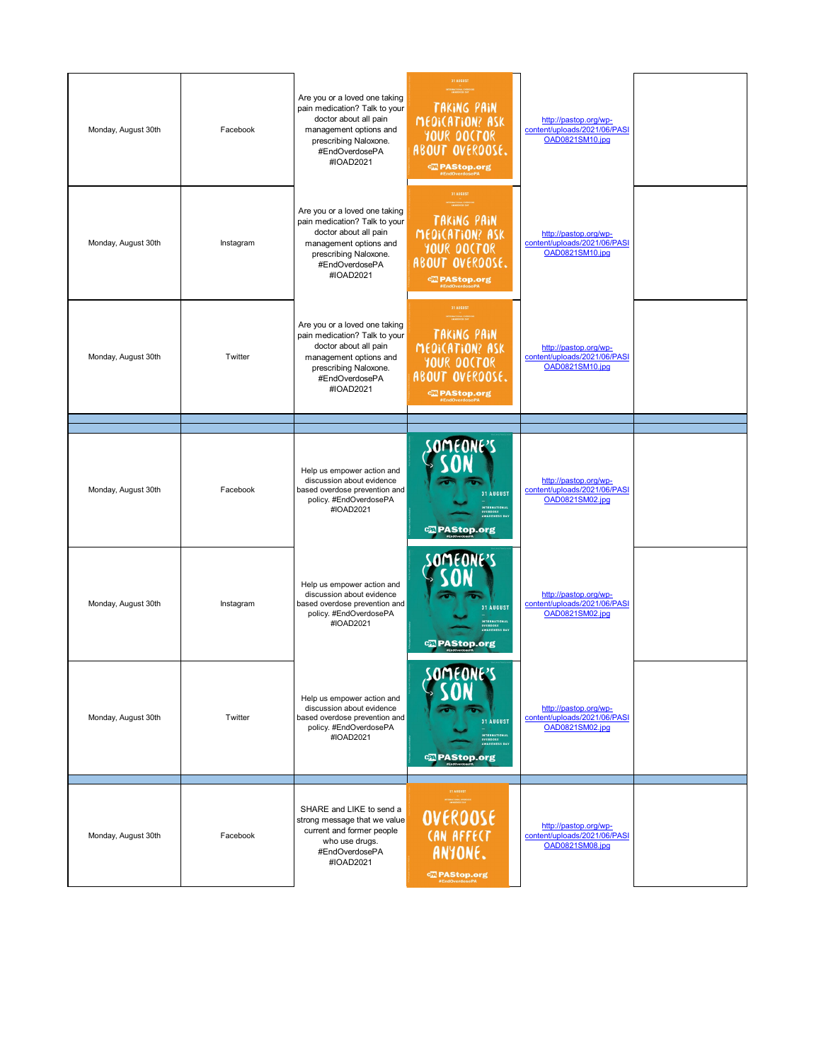| | | | | | |
|---|---|---|---|---|---|
| Monday, August 30th | Facebook | Are you or a loved one taking pain medication? Talk to your doctor about all pain management options and prescribing Naloxone. #EndOverdosePA #IOAD2021 | | http://pastop.org/wp-content/uploads/2021/06/PASIOAD0821SM10.jpg | |
| Monday, August 30th | Instagram | Are you or a loved one taking pain medication? Talk to your doctor about all pain management options and prescribing Naloxone. #EndOverdosePA #IOAD2021 | | http://pastop.org/wp-content/uploads/2021/06/PASIOAD0821SM10.jpg | |
| Monday, August 30th | Twitter | Are you or a loved one taking pain medication? Talk to your doctor about all pain management options and prescribing Naloxone. #EndOverdosePA #IOAD2021 | | http://pastop.org/wp-content/uploads/2021/06/PASIOAD0821SM10.jpg | |
| | | | | | |
| | | | | | |
| Monday, August 30th | Facebook | Help us empower action and discussion about evidence based overdose prevention and policy. #EndOverdosePA #IOAD2021 | | http://pastop.org/wp-content/uploads/2021/06/PASIOAD0821SM02.jpg | |
| Monday, August 30th | Instagram | Help us empower action and discussion about evidence based overdose prevention and policy. #EndOverdosePA #IOAD2021 | | http://pastop.org/wp-content/uploads/2021/06/PASIOAD0821SM02.jpg | |
| Monday, August 30th | Twitter | Help us empower action and discussion about evidence based overdose prevention and policy. #EndOverdosePA #IOAD2021 | | http://pastop.org/wp-content/uploads/2021/06/PASIOAD0821SM02.jpg | |
| | | | | | |
| Monday, August 30th | Facebook | SHARE and LIKE to send a strong message that we value current and former people who use drugs. #EndOverdosePA #IOAD2021 | | http://pastop.org/wp-content/uploads/2021/06/PASIOAD0821SM08.jpg | |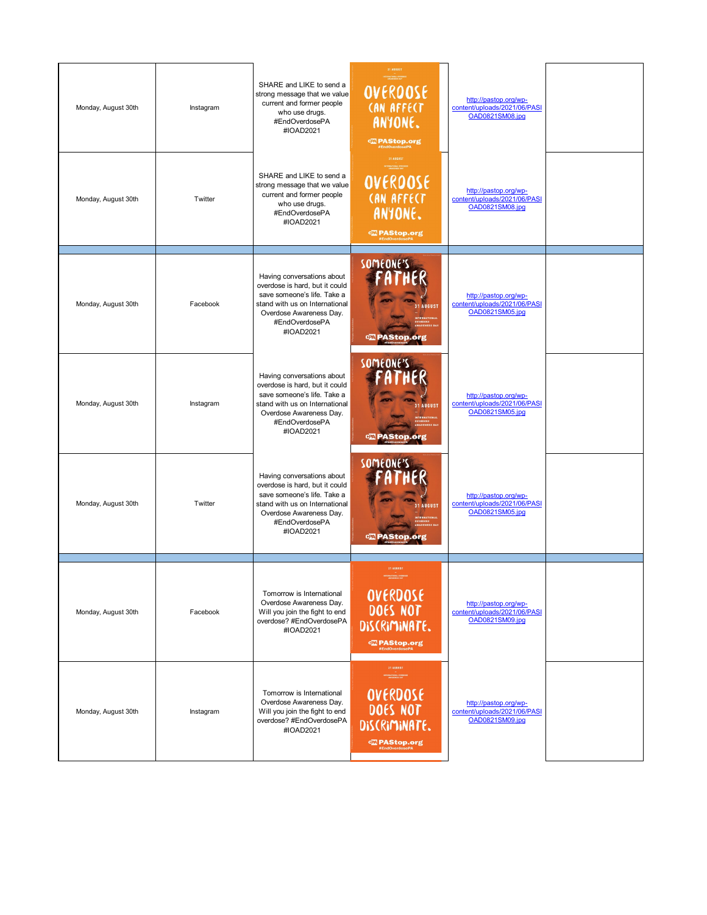| | | | | | |
|---|---|---|---|---|---|
| Monday, August 30th | Instagram | SHARE and LIKE to send a strong message that we value current and former people who use drugs. #EndOverdosePA #IOAD2021 | | http://pastop.org/wp-content/uploads/2021/06/PASIOAD0821SM08.jpg | |
| Monday, August 30th | Twitter | SHARE and LIKE to send a strong message that we value current and former people who use drugs. #EndOverdosePA #IOAD2021 | | http://pastop.org/wp-content/uploads/2021/06/PASIOAD0821SM08.jpg | |
| | | | | | |
| Monday, August 30th | Facebook | Having conversations about overdose is hard, but it could save someone's life. Take a stand with us on International Overdose Awareness Day. #EndOverdosePA #IOAD2021 | | http://pastop.org/wp-content/uploads/2021/06/PASIOAD0821SM05.jpg | |
| Monday, August 30th | Instagram | Having conversations about overdose is hard, but it could save someone's life. Take a stand with us on International Overdose Awareness Day. #EndOverdosePA #IOAD2021 | | http://pastop.org/wp-content/uploads/2021/06/PASIOAD0821SM05.jpg | |
| Monday, August 30th | Twitter | Having conversations about overdose is hard, but it could save someone's life. Take a stand with us on International Overdose Awareness Day. #EndOverdosePA #IOAD2021 | | http://pastop.org/wp-content/uploads/2021/06/PASIOAD0821SM05.jpg | |
| | | | | | |
| Monday, August 30th | Facebook | Tomorrow is International Overdose Awareness Day. Will you join the fight to end overdose? #EndOverdosePA #IOAD2021 | | http://pastop.org/wp-content/uploads/2021/06/PASIOAD0821SM09.jpg | |
| Monday, August 30th | Instagram | Tomorrow is International Overdose Awareness Day. Will you join the fight to end overdose? #EndOverdosePA #IOAD2021 | | http://pastop.org/wp-content/uploads/2021/06/PASIOAD0821SM09.jpg | |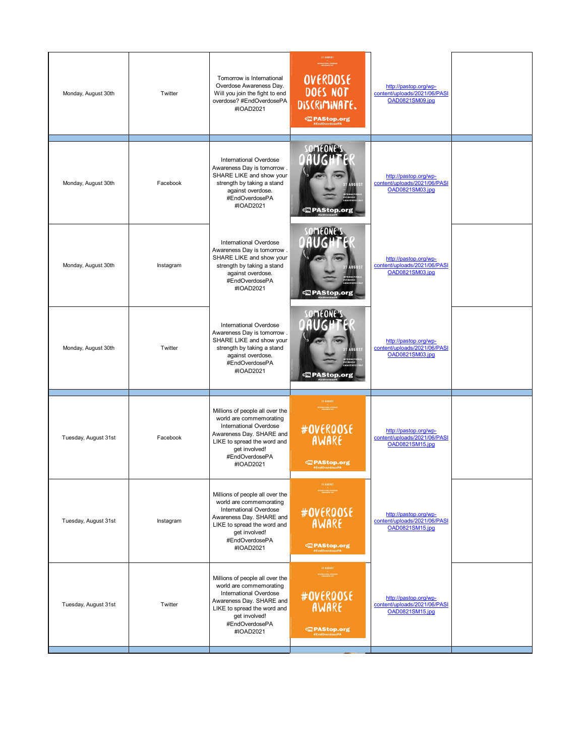| | | | | | |
|---|---|---|---|---|---|
| Monday, August 30th | Twitter | Tomorrow is International Overdose Awareness Day. Will you join the fight to end overdose? #EndOverdosePA #IOAD2021 | | http://pastop.org/wp-content/uploads/2021/06/PASIOAD0821SM09.jpg | |
| | | | | | |
| Monday, August 30th | Facebook | International Overdose Awareness Day is tomorrow . SHARE LIKE and show your strength by taking a stand against overdose. #EndOverdosePA #IOAD2021 | | http://pastop.org/wp-content/uploads/2021/06/PASIOAD0821SM03.jpg | |
| Monday, August 30th | Instagram | International Overdose Awareness Day is tomorrow . SHARE LIKE and show your strength by taking a stand against overdose. #EndOverdosePA #IOAD2021 | | http://pastop.org/wp-content/uploads/2021/06/PASIOAD0821SM03.jpg | |
| Monday, August 30th | Twitter | International Overdose Awareness Day is tomorrow . SHARE LIKE and show your strength by taking a stand against overdose. #EndOverdosePA #IOAD2021 | | http://pastop.org/wp-content/uploads/2021/06/PASIOAD0821SM03.jpg | |
| | | | | | |
| Tuesday, August 31st | Facebook | Millions of people all over the world are commemorating International Overdose Awareness Day. SHARE and LIKE to spread the word and get involved! #EndOverdosePA #IOAD2021 | | http://pastop.org/wp-content/uploads/2021/06/PASIOAD0821SM15.jpg | |
| Tuesday, August 31st | Instagram | Millions of people all over the world are commemorating International Overdose Awareness Day. SHARE and LIKE to spread the word and get involved! #EndOverdosePA #IOAD2021 | | http://pastop.org/wp-content/uploads/2021/06/PASIOAD0821SM15.jpg | |
| Tuesday, August 31st | Twitter | Millions of people all over the world are commemorating International Overdose Awareness Day. SHARE and LIKE to spread the word and get involved! #EndOverdosePA #IOAD2021 | | http://pastop.org/wp-content/uploads/2021/06/PASIOAD0821SM15.jpg | |
| | | | | | |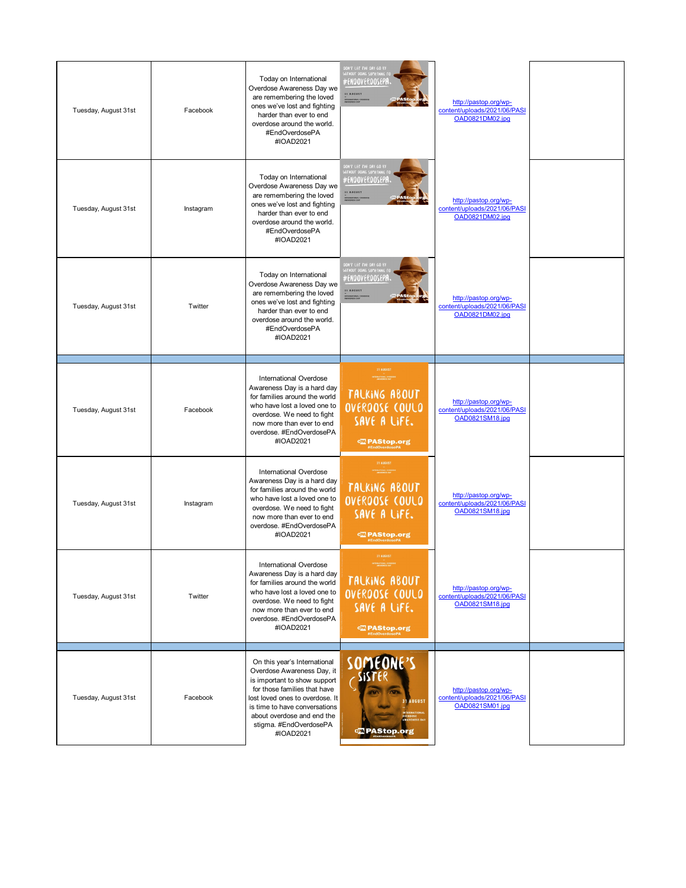| | | | | | |
|---|---|---|---|---|---|
| Tuesday, August 31st | Facebook | Today on International Overdose Awareness Day we are remembering the loved ones we've lost and fighting harder than ever to end overdose around the world. #EndOverdosePA #IOAD2021 | | http://pastop.org/wp-content/uploads/2021/06/PASIOAD0821DM02.jpg | |
| Tuesday, August 31st | Instagram | Today on International Overdose Awareness Day we are remembering the loved ones we've lost and fighting harder than ever to end overdose around the world. #EndOverdosePA #IOAD2021 | | http://pastop.org/wp-content/uploads/2021/06/PASIOAD0821DM02.jpg | |
| Tuesday, August 31st | Twitter | Today on International Overdose Awareness Day we are remembering the loved ones we've lost and fighting harder than ever to end overdose around the world. #EndOverdosePA #IOAD2021 | | http://pastop.org/wp-content/uploads/2021/06/PASIOAD0821DM02.jpg | |
| | | | | | |
| Tuesday, August 31st | Facebook | International Overdose Awareness Day is a hard day for families around the world who have lost a loved one to overdose. We need to fight now more than ever to end overdose. #EndOverdosePA #IOAD2021 | | http://pastop.org/wp-content/uploads/2021/06/PASIOAD0821SM18.jpg | |
| Tuesday, August 31st | Instagram | International Overdose Awareness Day is a hard day for families around the world who have lost a loved one to overdose. We need to fight now more than ever to end overdose. #EndOverdosePA #IOAD2021 | | http://pastop.org/wp-content/uploads/2021/06/PASIOAD0821SM18.jpg | |
| Tuesday, August 31st | Twitter | International Overdose Awareness Day is a hard day for families around the world who have lost a loved one to overdose. We need to fight now more than ever to end overdose. #EndOverdosePA #IOAD2021 | | http://pastop.org/wp-content/uploads/2021/06/PASIOAD0821SM18.jpg | |
| | | | | | |
| Tuesday, August 31st | Facebook | On this year's International Overdose Awareness Day, it is important to show support for those families that have lost loved ones to overdose. It is time to have conversations about overdose and end the stigma. #EndOverdosePA #IOAD2021 | | http://pastop.org/wp-content/uploads/2021/06/PASIOAD0821SM01.jpg | |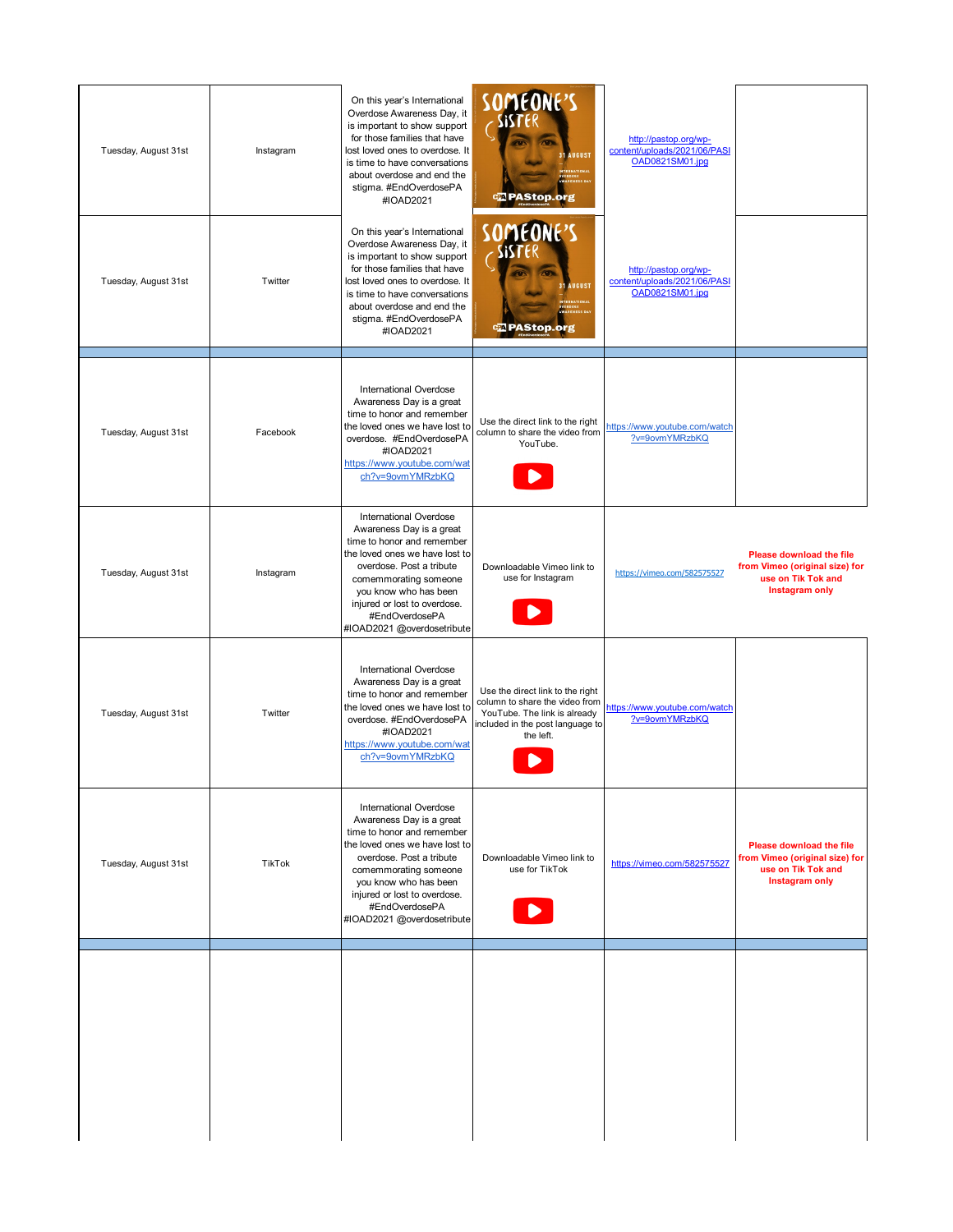| | | | | | |
|---|---|---|---|---|---|
| Tuesday, August 31st | Instagram | On this year's International Overdose Awareness Day, it is important to show support for those families that have lost loved ones to overdose. It is time to have conversations about overdose and end the stigma. #EndOverdosePA #IOAD2021 | SOMEONE'S SISTER 31 AUGUST INTERNATIONAL OVERDOSE AWARENESS DAY PAStop.org | http://pastop.org/wp-content/uploads/2021/06/PASIOAD0821SM01.jpg | |
| Tuesday, August 31st | Twitter | On this year's International Overdose Awareness Day, it is important to show support for those families that have lost loved ones to overdose. It is time to have conversations about overdose and end the stigma. #EndOverdosePA #IOAD2021 | SOMEONE'S SISTER 31 AUGUST INTERNATIONAL OVERDOSE AWARENESS DAY PAStop.org | http://pastop.org/wp-content/uploads/2021/06/PASIOAD0821SM01.jpg | |
| | | | | | |
| Tuesday, August 31st | Facebook | International Overdose Awareness Day is a great time to honor and remember the loved ones we have lost to overdose. #EndOverdosePA #IOAD2021 https://www.youtube.com/watch?v=9ovmYMRzbKQ | Use the direct link to the right column to share the video from YouTube. | https://www.youtube.com/watch?v=9ovmYMRzbKQ | |
| Tuesday, August 31st | Instagram | International Overdose Awareness Day is a great time to honor and remember the loved ones we have lost to overdose. Post a tribute commemorating someone you know who has been injured or lost to overdose. #EndOverdosePA #IOAD2021 @overdosetribute | Downloadable Vimeo link to use for Instagram | https://vimeo.com/582575527 | **Please download the file from Vimeo (original size) for use on Tik Tok and Instagram only** |
| Tuesday, August 31st | Twitter | International Overdose Awareness Day is a great time to honor and remember the loved ones we have lost to overdose. #EndOverdosePA #IOAD2021 https://www.youtube.com/watch?v=9ovmYMRzbKQ | Use the direct link to the right column to share the video from YouTube. The link is already included in the post language to the left. | https://www.youtube.com/watch?v=9ovmYMRzbKQ | |
| Tuesday, August 31st | TikTok | International Overdose Awareness Day is a great time to honor and remember the loved ones we have lost to overdose. Post a tribute commemorating someone you know who has been injured or lost to overdose. #EndOverdosePA #IOAD2021 @overdosetribute | Downloadable Vimeo link to use for TikTok | https://vimeo.com/582575527 | **Please download the file from Vimeo (original size) for use on Tik Tok and Instagram only** |
| | | | | | |
| | | | | | |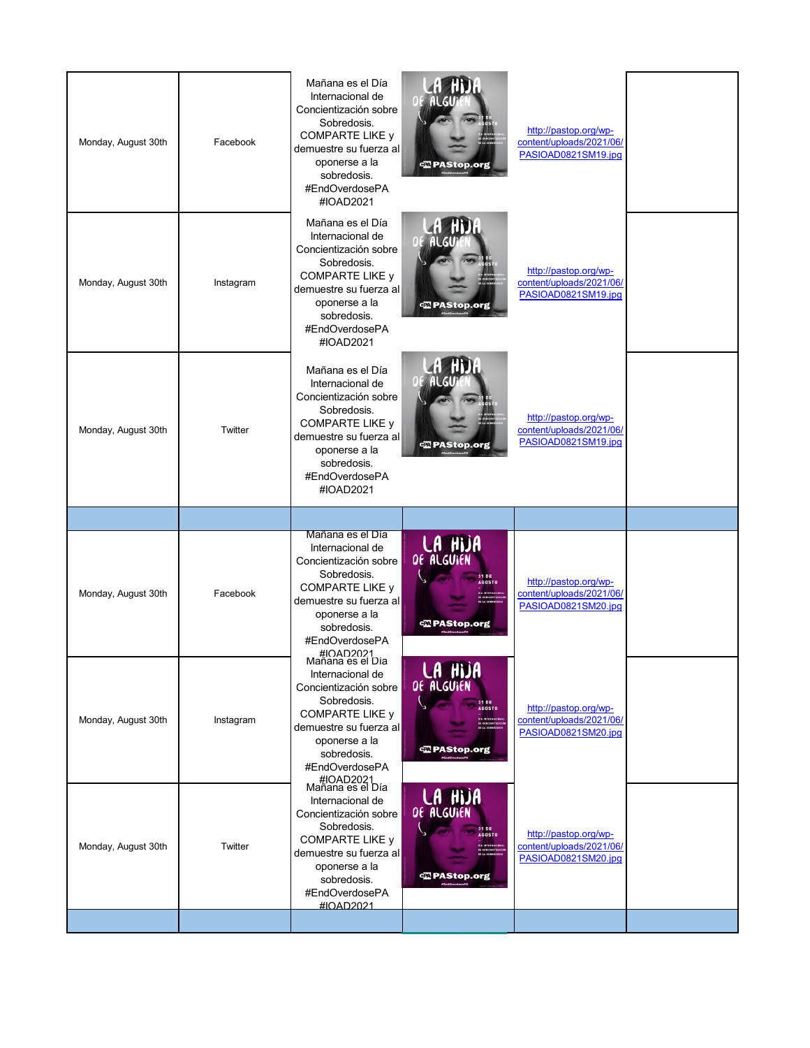| | | | | | |
|---|---|---|---|---|---|
| Monday, August 30th | Facebook | Mañana es el Día Internacional de Concientización sobre Sobredosis. COMPARTE LIKE y demuestre su fuerza al oponerse a la sobredosis. #EndOverdosePA #IOAD2021 | | http://pastop.org/wp-content/uploads/2021/06/PASIOAD0821SM19.jpg | |
| Monday, August 30th | Instagram | Mañana es el Día Internacional de Concientización sobre Sobredosis. COMPARTE LIKE y demuestre su fuerza al oponerse a la sobredosis. #EndOverdosePA #IOAD2021 | | http://pastop.org/wp-content/uploads/2021/06/PASIOAD0821SM19.jpg | |
| Monday, August 30th | Twitter | Mañana es el Día Internacional de Concientización sobre Sobredosis. COMPARTE LIKE y demuestre su fuerza al oponerse a la sobredosis. #EndOverdosePA #IOAD2021 | | http://pastop.org/wp-content/uploads/2021/06/PASIOAD0821SM19.jpg | |
| | | | | | |
| Monday, August 30th | Facebook | Mañana es el Día Internacional de Concientización sobre Sobredosis. COMPARTE LIKE y demuestre su fuerza al oponerse a la sobredosis. #EndOverdosePA #IOAD2021 | | http://pastop.org/wp-content/uploads/2021/06/PASIOAD0821SM20.jpg | |
| Monday, August 30th | Instagram | Mañana es el Día Internacional de Concientización sobre Sobredosis. COMPARTE LIKE y demuestre su fuerza al oponerse a la sobredosis. #EndOverdosePA #IOAD2021 | | http://pastop.org/wp-content/uploads/2021/06/PASIOAD0821SM20.jpg | |
| Monday, August 30th | Twitter | Mañana es el Día Internacional de Concientización sobre Sobredosis. COMPARTE LIKE y demuestre su fuerza al oponerse a la sobredosis. #EndOverdosePA #IOAD2021 | | http://pastop.org/wp-content/uploads/2021/06/PASIOAD0821SM20.jpg | |
| | | | | | |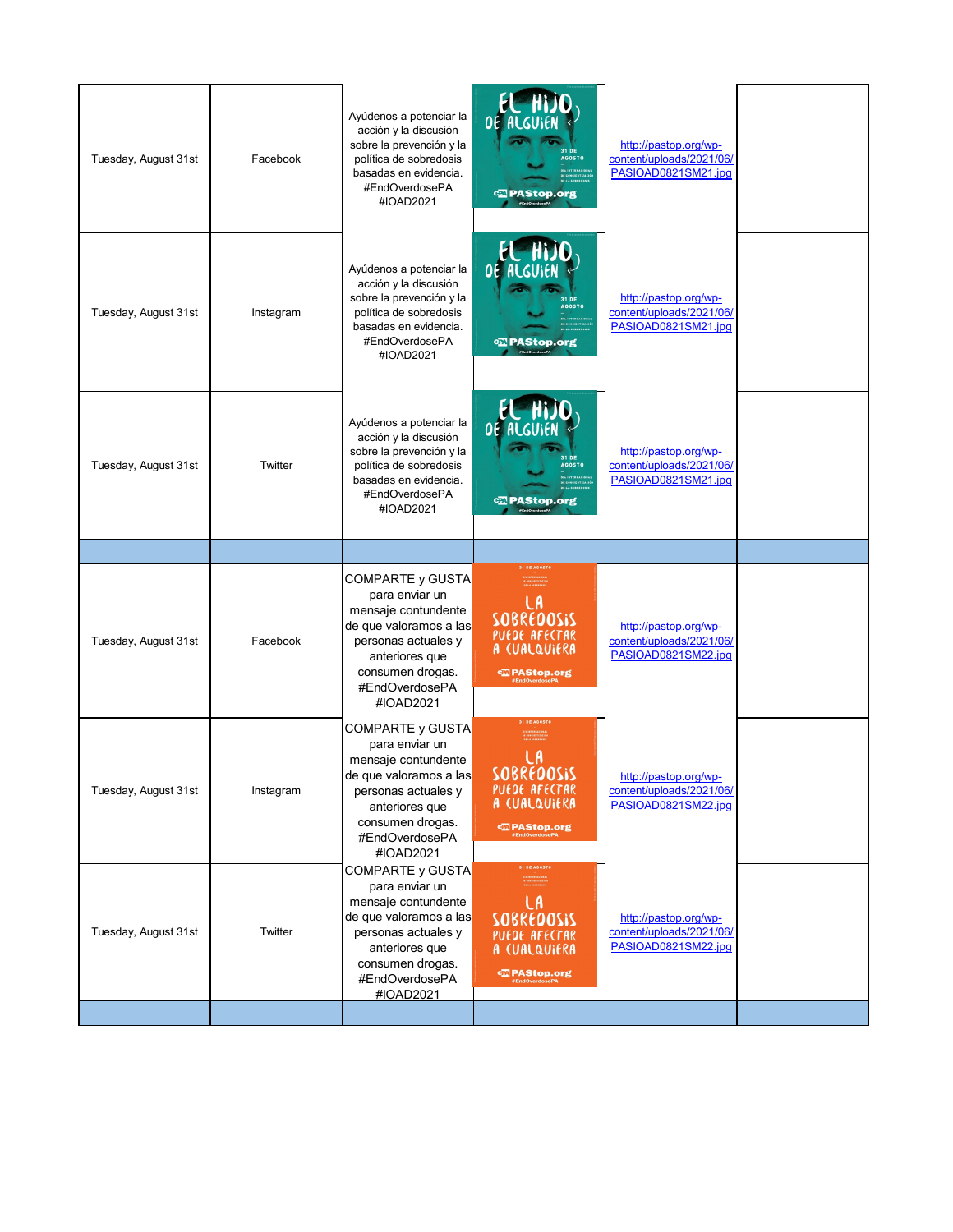| | | | | | |
|---|---|---|---|---|---|
| Tuesday, August 31st | Facebook | Ayúdenos a potenciar la acción y la discusión sobre la prevención y la política de sobredosis basadas en evidencia. #EndOverdosePA #IOAD2021 | | http://pastop.org/wp-content/uploads/2021/06/PASIOAD0821SM21.jpg | |
| Tuesday, August 31st | Instagram | Ayúdenos a potenciar la acción y la discusión sobre la prevención y la política de sobredosis basadas en evidencia. #EndOverdosePA #IOAD2021 | | http://pastop.org/wp-content/uploads/2021/06/PASIOAD0821SM21.jpg | |
| Tuesday, August 31st | Twitter | Ayúdenos a potenciar la acción y la discusión sobre la prevención y la política de sobredosis basadas en evidencia. #EndOverdosePA #IOAD2021 | | http://pastop.org/wp-content/uploads/2021/06/PASIOAD0821SM21.jpg | |
| | | | | | |
| Tuesday, August 31st | Facebook | COMPARTE y GUSTA para enviar un mensaje contundente de que valoramos a las personas actuales y anteriores que consumen drogas. #EndOverdosePA #IOAD2021 | | http://pastop.org/wp-content/uploads/2021/06/PASIOAD0821SM22.jpg | |
| Tuesday, August 31st | Instagram | COMPARTE y GUSTA para enviar un mensaje contundente de que valoramos a las personas actuales y anteriores que consumen drogas. #EndOverdosePA #IOAD2021 | | http://pastop.org/wp-content/uploads/2021/06/PASIOAD0821SM22.jpg | |
| Tuesday, August 31st | Twitter | COMPARTE y GUSTA para enviar un mensaje contundente de que valoramos a las personas actuales y anteriores que consumen drogas. #EndOverdosePA #IOAD2021 | | http://pastop.org/wp-content/uploads/2021/06/PASIOAD0821SM22.jpg | |
| | | | | | |